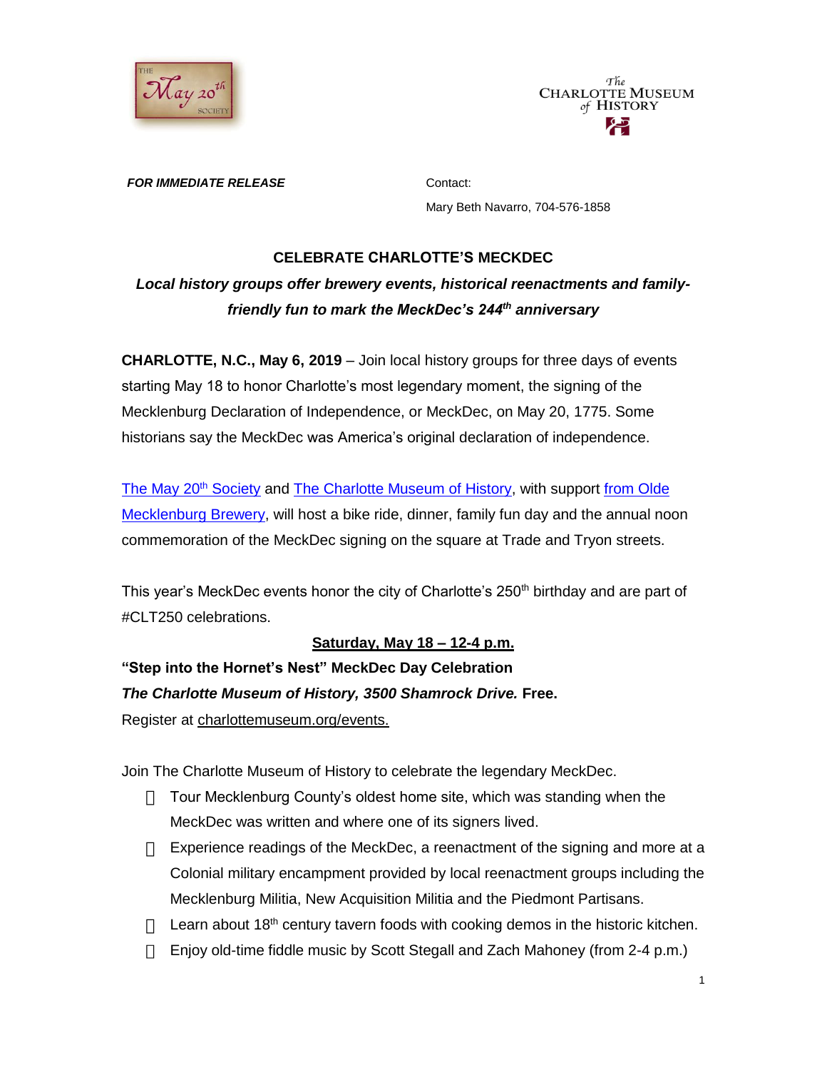***FOR IMMEDIATE RELEASE***

Contact:

Mary Beth Navarro, 704-576-1858

## CELEBRATE CHARLOTTE'S MECKDEC

***Local history groups offer brewery events, historical reenactments and family-friendly fun to mark the MeckDec's 244th anniversary***

**CHARLOTTE, N.C., May 6, 2019** – Join local history groups for three days of events starting May 18 to honor Charlotte's most legendary moment, the signing of the Mecklenburg Declaration of Independence, or MeckDec, on May 20, 1775. Some historians say the MeckDec was America's original declaration of independence.

The May 20th Society and The Charlotte Museum of History, with support from Olde Mecklenburg Brewery, will host a bike ride, dinner, family fun day and the annual noon commemoration of the MeckDec signing on the square at Trade and Tryon streets.

This year's MeckDec events honor the city of Charlotte's 250th birthday and are part of #CLT250 celebrations.

**Saturday, May 18 – 12-4 p.m.**

**"Step into the Hornet's Nest" MeckDec Day Celebration**

***The Charlotte Museum of History, 3500 Shamrock Drive.* Free.**

Register at charlottemuseum.org/events.

Join The Charlotte Museum of History to celebrate the legendary MeckDec.

- Tour Mecklenburg County's oldest home site, which was standing when the MeckDec was written and where one of its signers lived.
- Experience readings of the MeckDec, a reenactment of the signing and more at a Colonial military encampment provided by local reenactment groups including the Mecklenburg Militia, New Acquisition Militia and the Piedmont Partisans.
- Learn about 18th century tavern foods with cooking demos in the historic kitchen.
- Enjoy old-time fiddle music by Scott Stegall and Zach Mahoney (from 2-4 p.m.)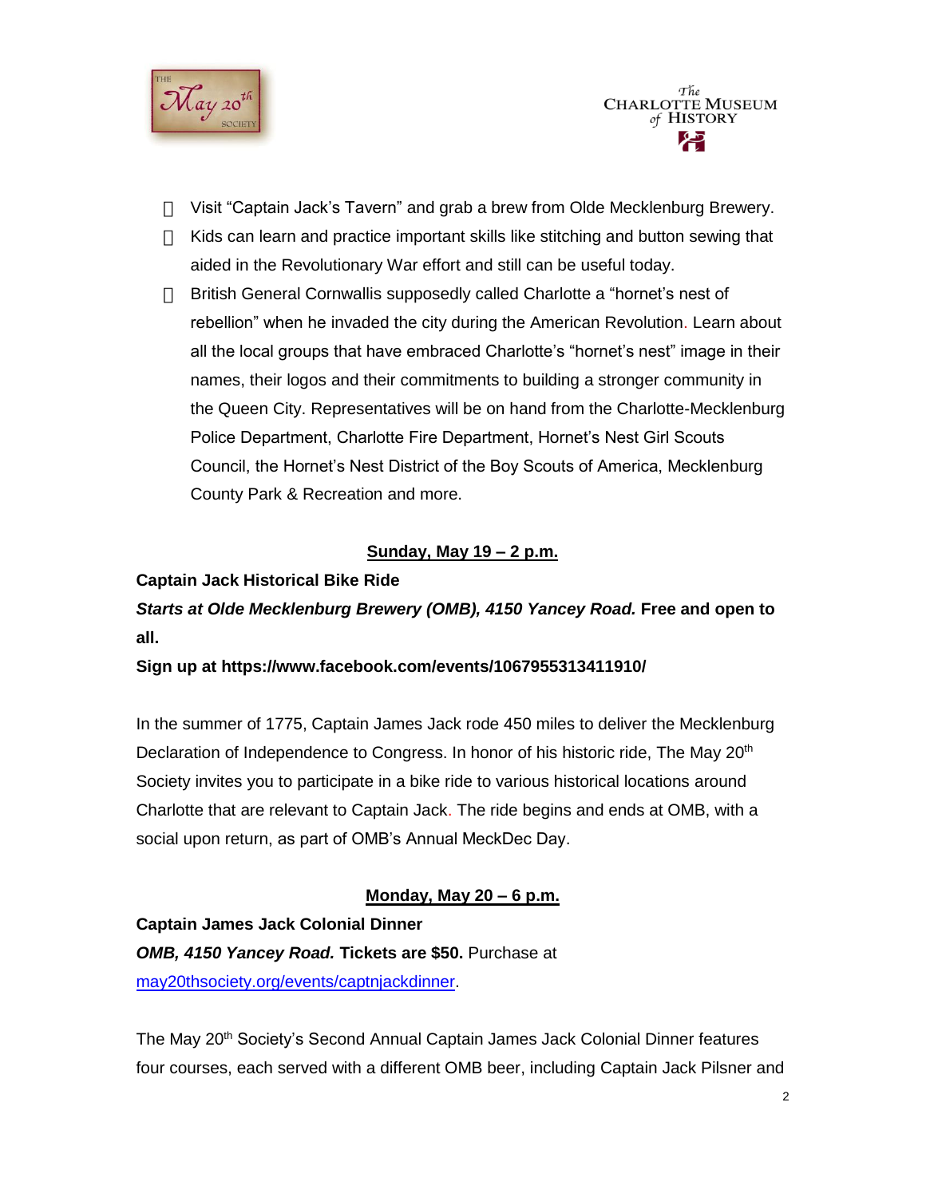- Visit "Captain Jack's Tavern" and grab a brew from Olde Mecklenburg Brewery.
- Kids can learn and practice important skills like stitching and button sewing that aided in the Revolutionary War effort and still can be useful today.
- British General Cornwallis supposedly called Charlotte a "hornet's nest of rebellion" when he invaded the city during the American Revolution. Learn about all the local groups that have embraced Charlotte's "hornet's nest" image in their names, their logos and their commitments to building a stronger community in the Queen City. Representatives will be on hand from the Charlotte-Mecklenburg Police Department, Charlotte Fire Department, Hornet's Nest Girl Scouts Council, the Hornet's Nest District of the Boy Scouts of America, Mecklenburg County Park & Recreation and more.

**Sunday, May 19 – 2 p.m.**

**Captain Jack Historical Bike Ride**

***Starts at Olde Mecklenburg Brewery (OMB), 4150 Yancey Road.*** **Free and open to all.**

**Sign up at https://www.facebook.com/events/1067955313411910/**

In the summer of 1775, Captain James Jack rode 450 miles to deliver the Mecklenburg Declaration of Independence to Congress. In honor of his historic ride, The May 20th Society invites you to participate in a bike ride to various historical locations around Charlotte that are relevant to Captain Jack. The ride begins and ends at OMB, with a social upon return, as part of OMB's Annual MeckDec Day.

**Monday, May 20 – 6 p.m.**

**Captain James Jack Colonial Dinner**

***OMB, 4150 Yancey Road.*** **Tickets are $50.** Purchase at [may20thsociety.org/events/captnjackdinner](may20thsociety.org/events/captnjackdinner).

The May 20th Society's Second Annual Captain James Jack Colonial Dinner features four courses, each served with a different OMB beer, including Captain Jack Pilsner and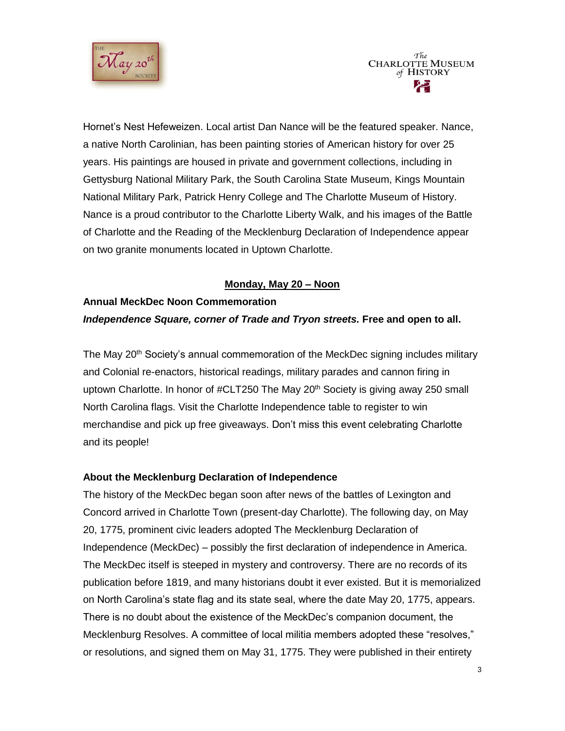Hornet's Nest Hefeweizen. Local artist Dan Nance will be the featured speaker. Nance, a native North Carolinian, has been painting stories of American history for over 25 years. His paintings are housed in private and government collections, including in Gettysburg National Military Park, the South Carolina State Museum, Kings Mountain National Military Park, Patrick Henry College and The Charlotte Museum of History. Nance is a proud contributor to the Charlotte Liberty Walk, and his images of the Battle of Charlotte and the Reading of the Mecklenburg Declaration of Independence appear on two granite monuments located in Uptown Charlotte.

**Monday, May 20 – Noon**

**Annual MeckDec Noon Commemoration**
***Independence Square, corner of Trade and Tryon streets.*** **Free and open to all.**

The May 20th Society's annual commemoration of the MeckDec signing includes military and Colonial re-enactors, historical readings, military parades and cannon firing in uptown Charlotte. In honor of #CLT250 The May 20th Society is giving away 250 small North Carolina flags. Visit the Charlotte Independence table to register to win merchandise and pick up free giveaways. Don't miss this event celebrating Charlotte and its people!

**About the Mecklenburg Declaration of Independence**

The history of the MeckDec began soon after news of the battles of Lexington and Concord arrived in Charlotte Town (present-day Charlotte). The following day, on May 20, 1775, prominent civic leaders adopted The Mecklenburg Declaration of Independence (MeckDec) – possibly the first declaration of independence in America. The MeckDec itself is steeped in mystery and controversy. There are no records of its publication before 1819, and many historians doubt it ever existed. But it is memorialized on North Carolina's state flag and its state seal, where the date May 20, 1775, appears. There is no doubt about the existence of the MeckDec's companion document, the Mecklenburg Resolves. A committee of local militia members adopted these "resolves," or resolutions, and signed them on May 31, 1775. They were published in their entirety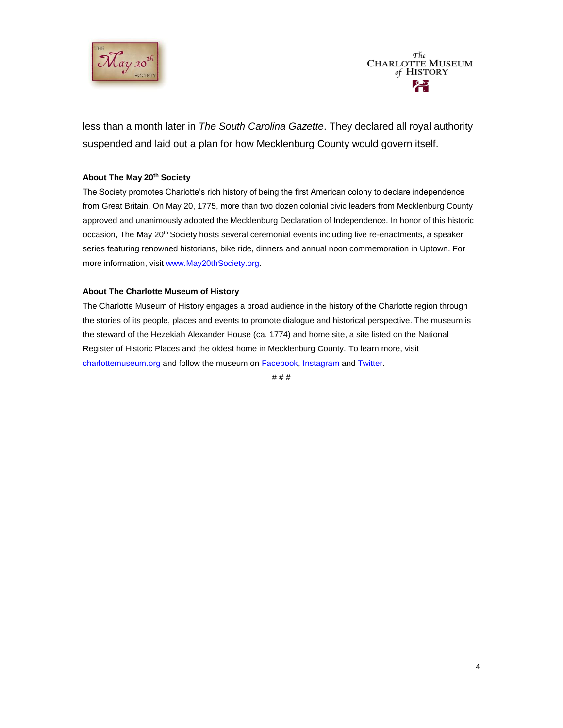less than a month later in *The South Carolina Gazette*. They declared all royal authority suspended and laid out a plan for how Mecklenburg County would govern itself.

**About The May 20th Society**

The Society promotes Charlotte's rich history of being the first American colony to declare independence from Great Britain. On May 20, 1775, more than two dozen colonial civic leaders from Mecklenburg County approved and unanimously adopted the Mecklenburg Declaration of Independence. In honor of this historic occasion, The May 20th Society hosts several ceremonial events including live re-enactments, a speaker series featuring renowned historians, bike ride, dinners and annual noon commemoration in Uptown. For more information, visit www.May20thSociety.org.

**About The Charlotte Museum of History**

The Charlotte Museum of History engages a broad audience in the history of the Charlotte region through the stories of its people, places and events to promote dialogue and historical perspective. The museum is the steward of the Hezekiah Alexander House (ca. 1774) and home site, a site listed on the National Register of Historic Places and the oldest home in Mecklenburg County. To learn more, visit charlottemuseum.org and follow the museum on Facebook, Instagram and Twitter.

# # #